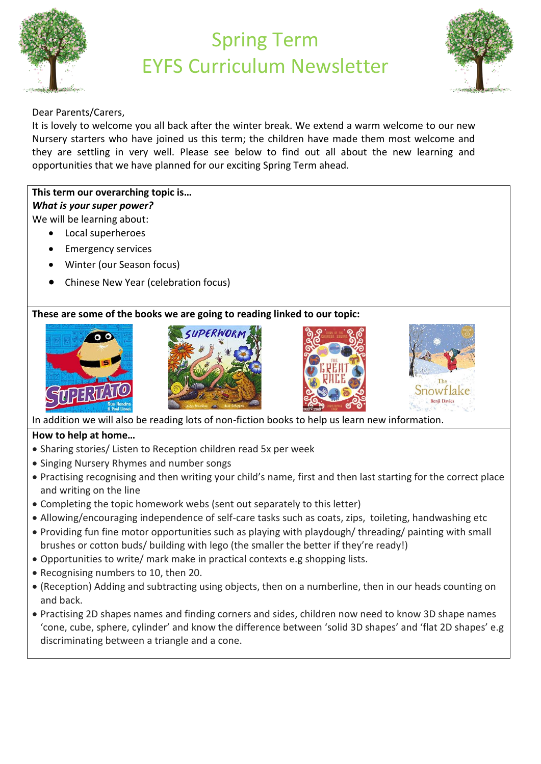# Spring Term
# EYFS Curriculum Newsletter

Dear Parents/Carers,

It is lovely to welcome you all back after the winter break. We extend a warm welcome to our new Nursery starters who have joined us this term; the children have made them most welcome and they are settling in very well. Please see below to find out all about the new learning and opportunities that we have planned for our exciting Spring Term ahead.

**This term our overarching topic is…**

***What is your super power?***

We will be learning about:

- Local superheroes
- Emergency services
- Winter (our Season focus)
- Chinese New Year (celebration focus)

**These are some of the books we are going to reading linked to our topic:**

In addition we will also be reading lots of non-fiction books to help us learn new information.

**How to help at home…**

- Sharing stories/ Listen to Reception children read 5x per week
- Singing Nursery Rhymes and number songs
- Practising recognising and then writing your child's name, first and then last starting for the correct place and writing on the line
- Completing the topic homework webs (sent out separately to this letter)
- Allowing/encouraging independence of self-care tasks such as coats, zips, toileting, handwashing etc
- Providing fun fine motor opportunities such as playing with playdough/ threading/ painting with small brushes or cotton buds/ building with lego (the smaller the better if they're ready!)
- Opportunities to write/ mark make in practical contexts e.g shopping lists.
- Recognising numbers to 10, then 20.
- (Reception) Adding and subtracting using objects, then on a numberline, then in our heads counting on and back.
- Practising 2D shapes names and finding corners and sides, children now need to know 3D shape names 'cone, cube, sphere, cylinder' and know the difference between 'solid 3D shapes' and 'flat 2D shapes' e.g discriminating between a triangle and a cone.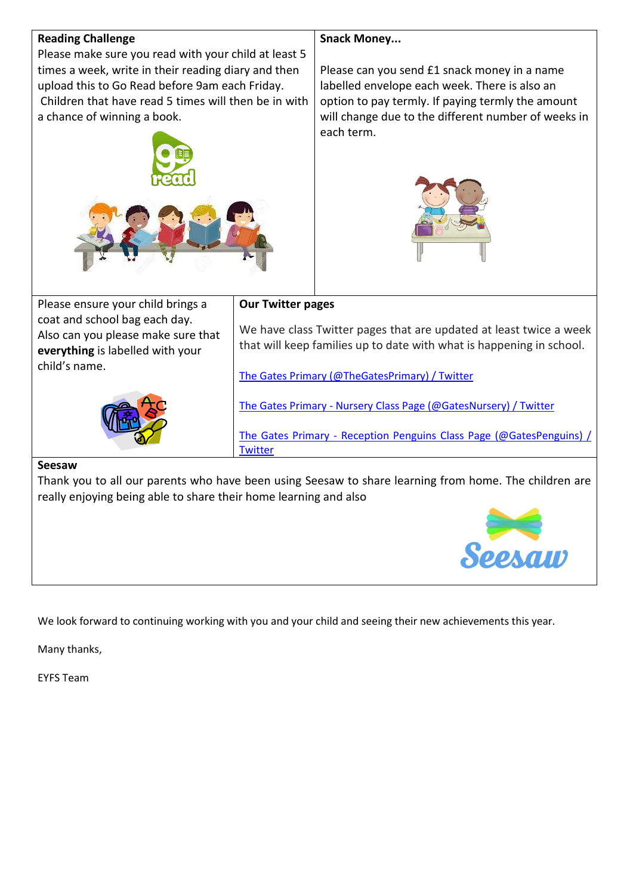**Reading Challenge**

Please make sure you read with your child at least 5 times a week, write in their reading diary and then upload this to Go Read before 9am each Friday. Children that have read 5 times will then be in with a chance of winning a book.

**Snack Money...**

Please can you send £1 snack money in a name labelled envelope each week. There is also an option to pay termly. If paying termly the amount will change due to the different number of weeks in each term.

Please ensure your child brings a coat and school bag each day. Also can you please make sure that **everything** is labelled with your child's name.

**Our Twitter pages**

We have class Twitter pages that are updated at least twice a week that will keep families up to date with what is happening in school.

The Gates Primary (@TheGatesPrimary) / Twitter

The Gates Primary - Nursery Class Page (@GatesNursery) / Twitter

The Gates Primary - Reception Penguins Class Page (@GatesPenguins) / Twitter

**Seesaw**

Thank you to all our parents who have been using Seesaw to share learning from home. The children are really enjoying being able to share their home learning and also

We look forward to continuing working with you and your child and seeing their new achievements this year.

Many thanks,

EYFS Team